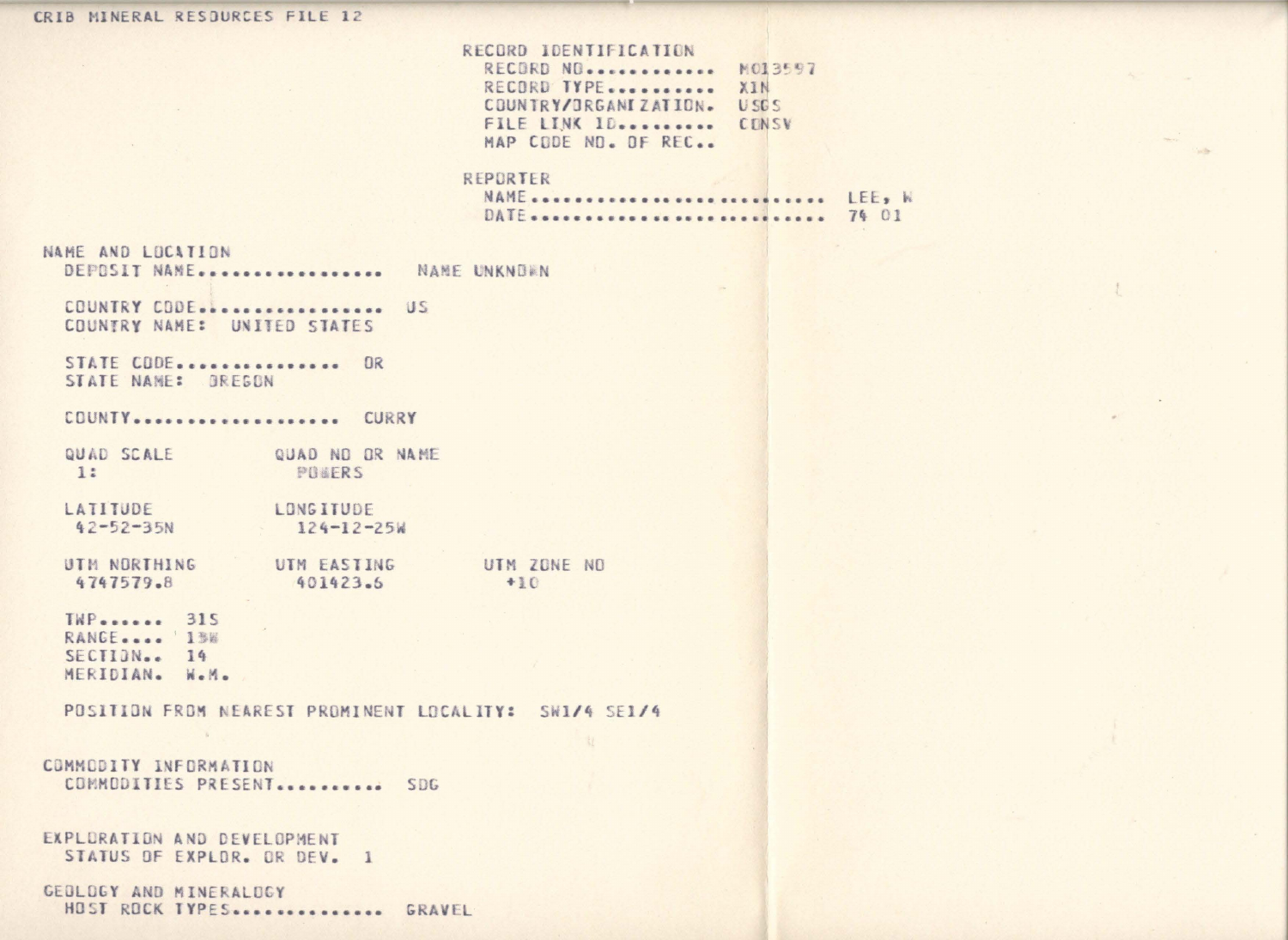CRIB MINERAL RESOURCES FILE 12

## RECORD IDENTIFICATION

RECORD NO............ M013597
RECORD TYPE.......... XIN
COUNTRY/ORGANIZATION. USGS
FILE LINK ID......... CONSV
MAP CODE NO. OF REC..

## REPORTER

NAME......................... LEE, W
DATE......................... 74 01

## NAME AND LOCATION

DEPOSIT NAME................ NAME UNKNOWN

COUNTRY CODE................ US
COUNTRY NAME: UNITED STATES

STATE CODE.............. OR
STATE NAME: OREGON

COUNTY.................. CURRY

| QUAD SCALE | QUAD NO OR NAME | |
|---|---|---|
| 1: | POWERS | |
| LATITUDE | LONGITUDE | |
| 42-52-35N | 124-12-25W | |
| UTM NORTHING | UTM EASTING | UTM ZONE NO |
| 4747579.8 | 401423.6 | +10 |

TWP...... 31S
RANGE.... 13W
SECTION.. 14
MERIDIAN. W.M.

POSITION FROM NEAREST PROMINENT LOCALITY: SW1/4 SE1/4

## COMMODITY INFORMATION

COMMODITIES PRESENT.......... SDG

## EXPLORATION AND DEVELOPMENT

STATUS OF EXPLOR. OR DEV. 1

## GEOLOGY AND MINERALOGY

HOST ROCK TYPES.............. GRAVEL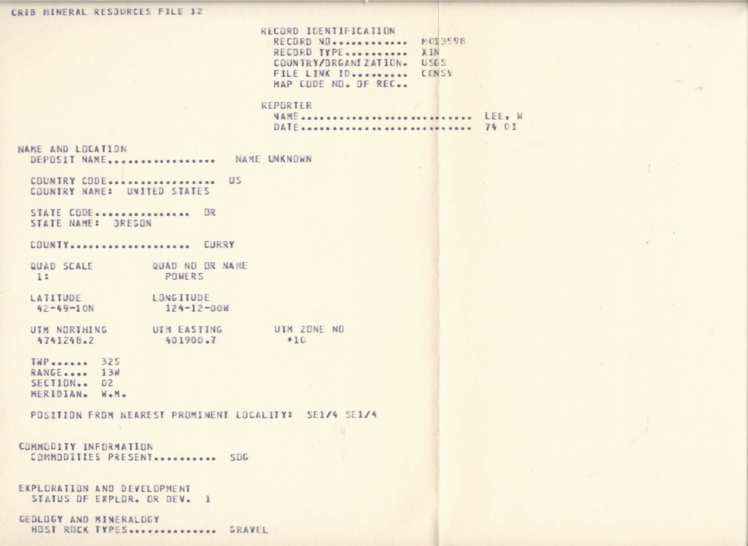CRIB MINERAL RESOURCES FILE 12

RECORD IDENTIFICATION
RECORD NO............ M013598
RECORD TYPE.......... X1N
COUNTRY/ORGANIZATION. USGS
FILE LINK ID......... CONSV
MAP CODE NO. OF REC..

REPORTER
NAME......................... LEE, W
DATE......................... 74 01

NAME AND LOCATION
DEPOSIT NAME................. NAME UNKNOWN

COUNTRY CODE................. US
COUNTRY NAME: UNITED STATES

STATE CODE.............. OR
STATE NAME: OREGON

COUNTY.................. CURRY

| QUAD SCALE | QUAD NO OR NAME | |
|---|---|---|
| 1: | POWERS | |
| **LATITUDE** | **LONGITUDE** | |
| 42-49-10N | 124-12-00W | |
| **UTM NORTHING** | **UTM EASTING** | **UTM ZONE NO** |
| 4741248.2 | 401900.7 | +10 |

TWP...... 32S
RANGE.... 13W
SECTION.. 02
MERIDIAN. W.M.

POSITION FROM NEAREST PROMINENT LOCALITY: SE1/4 SE1/4

COMMODITY INFORMATION
COMMODITIES PRESENT.......... SDG

EXPLORATION AND DEVELOPMENT
STATUS OF EXPLOR. OR DEV. 1

GEOLOGY AND MINERALOGY
HOST ROCK TYPES.............. GRAVEL